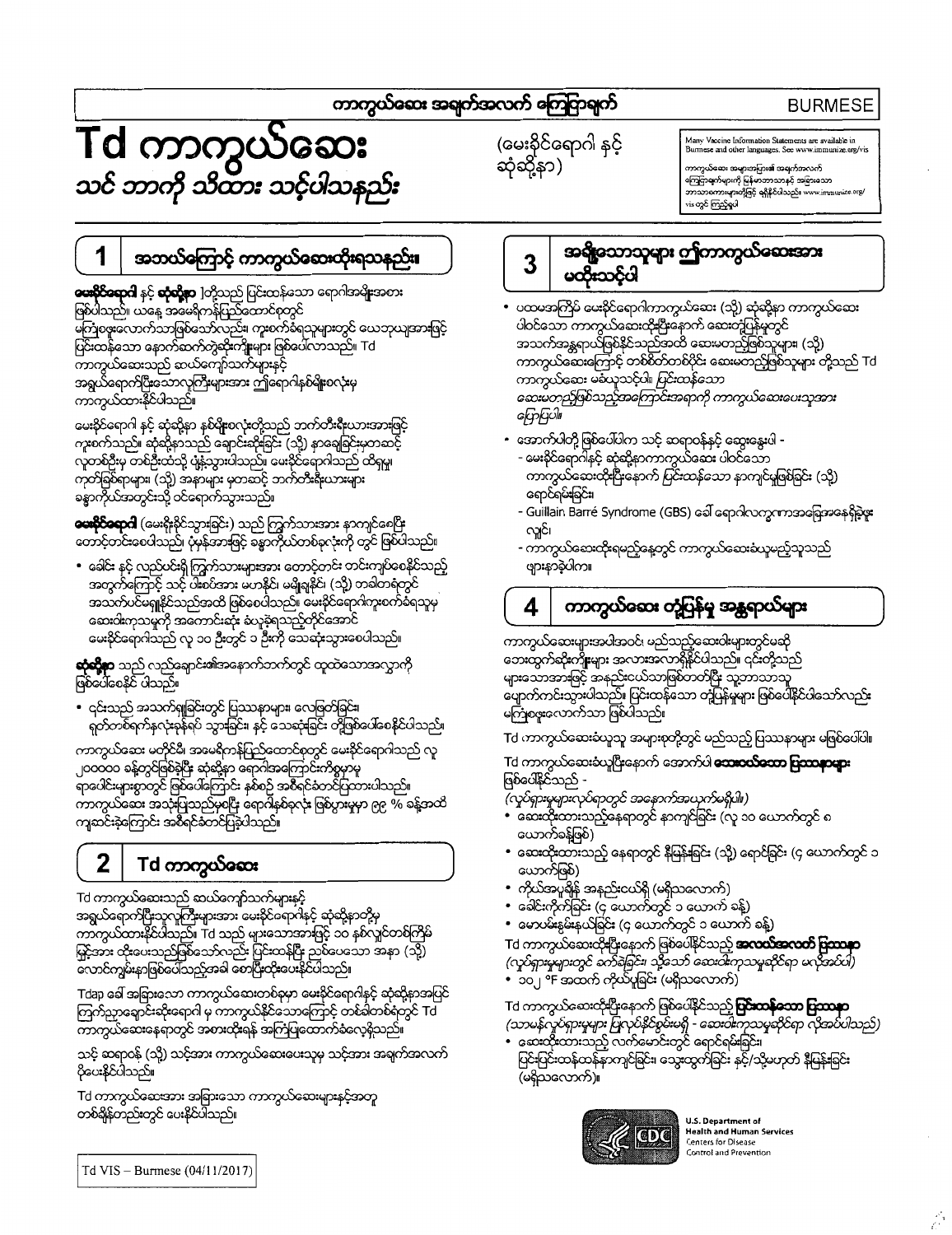ကာကွယ်ဆေး အချက်အလက် ကြေငြာချက် BURMESE

# Td ကာကွယ်ဆေး

*သင် သိကို သိထား သင့်ပါသနည်း*

(မေးခိုင်ရောဂါ နှင့် ဆုံဆို့နာ)

Many Vaccine Information Statements are available in Burmese and other languages. See www.immunize.org/vis

ကာကွယ်ဆေး အချက်အလက်များ၏ အချက်အလက် ကြေငြာချက်များကို မြန်မာဘာသာနှင့် အခြားသော ဘာသာစကားများတို့တွင် ရရှိနိုင်ပါသည်။ www.immunize.org/vis တွင် ကြည့်ရှုပါ

## 1 အဘယ်ကြောင့် ကာကွယ်ဆေးထိုးရသနည်း။

**မေးခိုင်ရောဂါ** နှင့် **ဆုံဆို့နာ** ]တို့သည် ပြင်းထန်သော ရောဂါအမျိုးအစား ဖြစ်ပါသည်။ ယနေ့ အမေရိကန်ပြည်ထောင်စုတွင် မကြုံစုံရလောက်သာဖြစ်သော်လည်း၊ ကူးစက်ခံရသူများတွင် ယေဘုယျအားဖြင့် ပြင်းထန်သော နောက်ဆက်တွဲဆိုးကျိုးများ ဖြစ်ပေါ်လာသည်။ Td ကာကွယ်ဆေးသည် ဆယ်ကျော်သက်များနှင့် အရွယ်ရောက်ပြီးသောလူကြီးများအား ဤရောဂါနှစ်မျိုးစလုံးမှ ကာကွယ်ထားနိုင်ပါသည်။

မေးခိုင်ရောဂါ နှင့် ဆုံဆို့နာ နှစ်မျိုးစလုံးတို့သည် ဘက်တီးရီးယားအားဖြင့် ကူးစက်သည်။ ဆုံဆို့နာသည် ချောင်းဆိုးခြင်း (သို့) နှာချေခြင်းမှတဆင့် လူတစ်ဦးမှ တစ်ဦးထံသို့ ပျံ့နှံ့သွားပါသည်။ မေးခိုင်ရောဂါသည် ထိရှမှု ကုတ်ခြစ်ရာများ၊ (သို့) အနာများ မှတဆင့် ဘက်တီးရီးယားများ ခန္ဓာကိုယ်အတွင်းသို့ ဝင်ရောက်သွားသည်။

**မေးခိုင်ရောဂါ** (မေးရိုးခိုင်သွားခြင်း) သည် ကြွက်သားအား နာကျင်စေပြီး တောင့်တင်းစေပါသည်။ ပုံမှန်အားဖြင့် ခန္ဓာကိုယ်တစ်ခုလုံးကို တွင် ဖြစ်ပါသည်။

- ခေါင်း နှင့် လည်ပင်းရှိ ကြွက်သားများအား တောင့်တင်း တင်းကျပ်စေနိုင်သည့် အတွက်ကြောင့် သင့် ပါးစပ်အား မဟနိုင်၊ မမျိုချနိုင် (သို့) တခါတရံတွင် အသက်ပင်မရှုနိုင်သည်အထိ ဖြစ်စေပါသည်။ မေးခိုင်ရောဂါကူးစက်ခံရသူမှ ဆေးဝါးကုသမှုကို အကောင်းဆုံး ခံယူခဲ့ရသည့်တိုင်အောင် မေးခိုင်ရောဂါသည် လူ ၁၀ ဦးတွင် ၁ ဦးကို သေဆုံးသွားစေပါသည်။

**ဆုံဆို့နာ** သည် လည်ချောင်း၏အနောက်ဘက်တွင် ထူထဲသောအလွှာကို ဖြစ်ပေါ်စေနိုင် ပါသည်။

- ၎င်းသည် အသက်ရှုခြင်းတွင် ပြဿနာများ၊ လေဖြတ်ခြင်း၊ ရုတ်တစ်ရက်နှလုံးရပ်ရပ် သွားခြင်း၊ နှင့် သေဆုံးခြင်း တို့ဖြစ်ပေါ်စေနိုင်ပါသည်။

ကာကွယ်ဆေး မတိုင်မီ၊ အမေရိကန်ပြည်ထောင်စုတွင် မေးခိုင်ရောဂါသည် လူ ၂၀၀၀၀ ခန့်တွင်ဖြစ်ခဲ့ပြီး ဆုံဆို့နာ ရောဂါအကြောင်းကိုစွမ်းမှာမှု ရာပေါင်းများစွာတွင် ဖြစ်ပေါ်ကြောင်း နှစ်စဉ် အစီရင်ခံတင်ပြထားပါသည်။ ကာကွယ်ဆေး အသုံးပြုသည်မှစပြီး ရောဂါနှစ်ခုလုံး ဖြစ်ပွားမှုမှာ ၉၉ % ခန့်အထိ ကျဆင်းခဲ့ကြောင်း အစီရင်ခံတင်ပြခဲ့ပါသည်။

## 2 Td ကာကွယ်ဆေး

Td ကာကွယ်ဆေးသည် ဆယ်ကျော်သက်များနှင့် အရွယ်ရောက်ပြီးသူလူကြီးများအား မေးခိုင်ရောဂါနှင့် ဆုံဆို့နာတို့မှ ကာကွယ်ထားနိုင်ပါသည်။ Td သည် များသောအားဖြင့် ၁၀ နှစ်လျှင်တစ်ကြိမ် မြှင့်အား ထိုးပေးသည်ဖြစ်သော်လည်း ပြင်းထန်ပြီး ညစ်ပေသော အနာ (သို့) လောင်ကျွမ်းနာဖြစ်ပေါ်သည့်အခါ စောပြီးထိုးပေးနိုင်ပါသည်။

Tdap ခေါ် အခြားသော ကာကွယ်ဆေးတစ်ခုမှာ မေးခိုင်ရောဂါနှင့် ဆုံဆို့နာအပြင် ကြက်ညှာချောင်းဆိုးရောဂါ မှ ကာကွယ်နိုင်သောကြောင့် တစ်ခါတစ်ရံတွင် Td ကာကွယ်ဆေးနေရာတွင် အစားထိုးရန် အကြံပြုထောက်ခံလေ့ရှိသည်။

သင့် ဆရာဝန် (သို့) သင့်အား ကာကွယ်ဆေးပေးသူမှ သင့်အား အချက်အလက် ပိုပေးနိုင်ပါသည်။

Td ကာကွယ်ဆေးအား အခြားသော ကာကွယ်ဆေးများနှင့်အတူ တစ်ချိန်တည်းတွင် ပေးနိုင်ပါသည်။

## 3 အချို့သောသူများ ဤကာကွယ်ဆေးအား မထိုးသင့်ပါ

- ပထမအကြိမ် မေးခိုင်ရောဂါကာကွယ်ဆေး (သို့) ဆုံဆို့နာ ကာကွယ်ဆေး ပါဝင်သော ကာကွယ်ဆေးထိုးပြီးနောက် ဆေးတုံ့ပြန်မှုတွင် အသက်အန္တရာယ်ဖြစ်နိုင်သည်အထိ ဆေးမတည့်ဖြစ်သူများ (သို့) ကာကွယ်ဆေးကြောင့် တစ်စိတ်တစ်ပိုင်း ဆေးမတည့်ဖြစ်သူများ တို့သည် Td ကာကွယ်ဆေး မခံယူသင့်ပါ။ *ပြင်းထန်သော ဆေးမတည့်ဖြစ်သည့်အကြောင်းအရာကို ကာကွယ်ဆေးပေးသူအား ပြောပြပါ။*
- အောက်ပါတို့ ဖြစ်ပေါ်ပါက သင့် ဆရာဝန်နှင့် ဆွေးနွေးပါ -
  - မေးခိုင်ရောဂါနှင့် ဆုံဆို့နာကာကွယ်ဆေး ပါဝင်သော ကာကွယ်ဆေးထိုးပြီးနောက် *ပြင်းထန်သော* နာကျင်မှုဖြစ်ခြင်း (သို့) ရောင်ရမ်းခြင်း၊
  - Guillain Barré Syndrome (GBS) ခေါ် ရောဂါလက္ခဏာအခြေအနေရှိခဲ့ဖူး လျှင်၊
  - ကာကွယ်ဆေးထိုးမည့်နေ့တွင် ကာကွယ်ဆေးခံယူမည့်သူသည် ဖျားနာခဲ့ပါက။

## 4 ကာကွယ်ဆေး တုံ့ပြန်မှု အန္တရာယ်များ

ကာကွယ်ဆေးများအပါအဝင်၊ မည်သည့်ဆေးဝါးများတွင်မဆို ဘေးထွက်ဆိုးကျိုးများ အလားအလာရှိနိုင်ပါသည်။ ၎င်းတို့သည် များသောအားဖြင့် အနည်းငယ်သာဖြစ်တတ်ပြီး သူ့ဘာသာသူ ပျောက်ကင်းသွားပါသည်။ ပြင်းထန်သော တုံ့ပြန်မှုများ ဖြစ်ပေါ်နိုင်ပါသော်လည်း မကြုံစုံရလောက်သာ ဖြစ်ပါသည်။

Td ကာကွယ်ဆေးခံယူသူ အများစုတွင် မည်သည့်ပြဿနာများ မရှိပေါ်ပါ။

Td ကာကွယ်ဆေးခံယူပြီးနောက် အောက်ပါ **သေးငယ်သော ပြဿနာများ** ဖြစ်ပေါ်နိုင်သည် -

*(လှုပ်ရှားမှုများလုပ်ရာတွင် အနှောက်အယှက်မရှိပါ။)*

- ဆေးထိုးထားသည့်နေရာတွင် နာကျင်ခြင်း (လူ ၁၀ ယောက်တွင် ၈ ယောက်ခန့်ဖြစ်)
- ဆေးထိုးထားသည့် နေရာတွင် နီမြန်းခြင်း (သို့) ရောင်ခြင်း (၄ ယောက်တွင် ၁ ယောက်ဖြစ်)
- ကိုယ်အပူချိန် အနည်းငယ်ရှိ (မရှိသလောက်)
- ခေါင်းကိုက်ခြင်း (၄ ယောက်တွင် ၁ ယောက် ခန့်)
- မောပန်းနွမ်းနယ်ခြင်း (၄ ယောက်တွင် ၁ ယောက် ခန့်)

Td ကာကွယ်ဆေးထိုးပြီးနောက် ဖြစ်ပေါ်နိုင်သည့် **အလယ်အလတ် ပြဿနာ**

*(လှုပ်ရှားမှုများတွင် ခက်ခဲခြင်း၊ သို့သော် ဆေးဝါးကုသမှုဆိုင်ရာ မလိုအပ်ပါ)*

- ၁၀၂ °F အထက် ကိုယ်ပူခြင်း (မရှိသလောက်)

Td ကာကွယ်ဆေးထိုးပြီးနောက် ဖြစ်ပေါ်နိုင်သည့် **ပြင်းထန်သော ပြဿနာ**

*(သာမန်လှုပ်ရှားမှုများ ပြုလုပ်နိုင်စွမ်းမရှိ - ဆေးဝါးကုသမှုဆိုင်ရာ လိုအပ်ပါသည်)*

- ဆေးထိုးထားသည့် လက်မောင်းတွင် ရောင်ရမ်းခြင်း၊ ပြင်းပြင်းထန်ထန်နာကျင်ခြင်း၊ သွေးထွက်ခြင်း နှင့်/သို့မဟုတ် နီမြန်းခြင်း (မရှိသလောက်)။

U.S. Department of Health and Human Services
Centers for Disease Control and Prevention

Td VIS – Burmese (04/11/2017)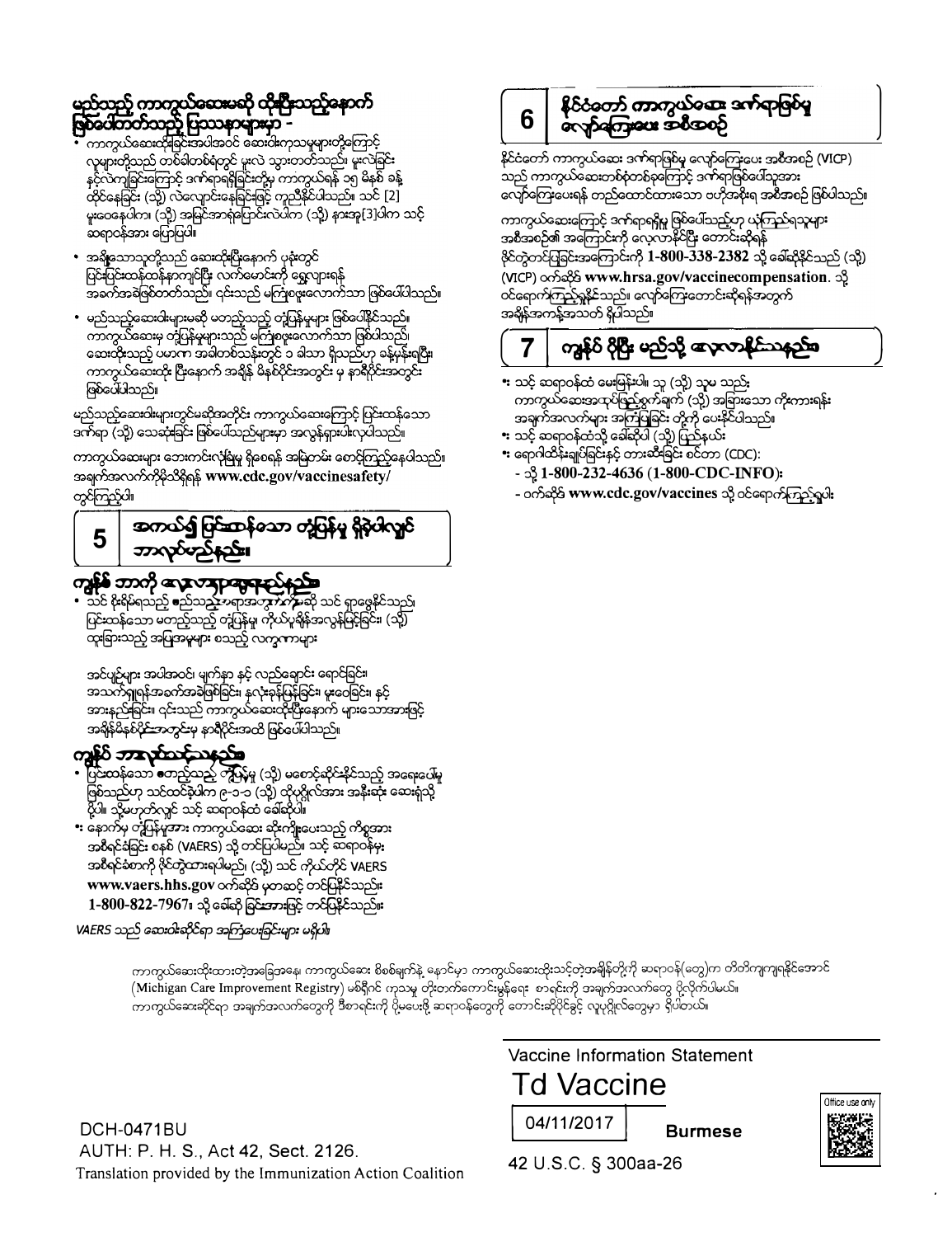## မည်သည့် ကာကွယ်ဆေးမဆို ထိုးပြီးသည့်နောက် ဖြစ်ပေါ်တတ်သည့် ပြဿနာများမှာ -

- ကာကွယ်ဆေးထိုးခြင်းအပါအဝင် ဆေးဝါးကုသမှုများကြောင့် လူများတို့သည် တစ်ခါတစ်ရံတွင် မူးလဲ သွားတတ်သည်။ မူးလဲခြင်းနှင့်လဲကျခြင်းကြောင့် ဒဏ်ရာရရှိခြင်းတို့မှ ကာကွယ်ရန် ၁၅ မိနစ် ခန့် ထိုင်နေခြင်း (သို့) လဲလျောင်းနေခြင်းဖြင့် ကူညီနိုင်ပါသည်။ သင် [2] မူးဝေနေပါက၊ (သို့) အမြင်အာရုံပြောင်းလဲပါက (သို့) နားအူ[3]ပါက သင့်ဆရာဝန်အား ပြောပြပါ။
- အချို့သောသူတို့သည် ဆေးထိုးပြီးနောက် ပခုံးတွင် ပြင်းပြင်းထန်ထန်နာကျင်ပြီး လက်မောင်းကို ရွှေ့လျားရန် အခက်အခဲဖြစ်တတ်သည်။ ၎င်းသည် မကြုံစဖူးလောက်သော ဖြစ်ပေါ်ပါသည်။
- မည်သည့်ဆေးဝါးများမဆို မတည့်သည့် တုံ့ပြန်မှုများ ဖြစ်ပေါ်နိုင်သည်။ ကာကွယ်ဆေးမှ တုံ့ပြန်မှုများသည် မကြုံစဖူးလောက်သော ဖြစ်ပါသည်။ ဆေးထိုးသည့် ပမာဏ အခါတစ်သန်းတွင် ၁ ခါသာ ရှိသည်ဟု ခန့်မှန်းရပြီး၊ ကာကွယ်ဆေးထိုး ပြီးနောက် အချိန် မိနစ်ပိုင်းအတွင်း မှ နာရီပိုင်းအတွင်း ဖြစ်ပေါ်ပါသည်။

မည်သည့်ဆေးဝါးများတွင်မဆိုအတိုင်း ကာကွယ်ဆေးကြောင့် ပြင်းထန်သော ဒဏ်ရာ (သို့) သေဆုံးခြင်း ဖြစ်ပေါ်သည်များမှာ အလွန်ရှားပါးလှပါသည်။

ကာကွယ်ဆေးများ ဘေးကင်းလုံခြုံမှု ရှိစေရန် အမြဲတမ်း စောင့်ကြည့်နေပါသည်။ အချက်အလက်ကိုပိုသိရှိရန် **www.cdc.gov/vaccinesafety/** တွင်ကြည့်ပါ။

## 5 | အကယ်၍ ပြင်းထန်သော တုံ့ပြန်မှု ရှိခဲ့ပါလျှင် ဘာလုပ်မည်နည်း။

### ကျွန်ုပ် ဘာကို စောင့်ကြည့်ရမည်နည်း။

- သင် စိုးရိမ်ရသည့် မည်သည့်အရာအတွက်မဆို သင် ရှာဖွေနိုင်သည်၊ ပြင်းထန်သော မတည့်သည့် တုံ့ပြန်မှု၊ ကိုယ်ပူချိန်အလွန်မြင့်ခြင်း။ (သို့) ထူးခြားသည့် အပြုအမူများ စသည့် လက္ခဏာများ

အင်ပျဉ်များ အပါအဝင်၊ မျက်နှာ နှင့် လည်ချောင်း ရောင်ခြင်း၊ အသက်ရှုရန်အခက်အခဲဖြစ်ခြင်း၊ နှလုံးခုန်မြန်ခြင်း၊ မူးဝေခြင်း၊ နှင့် အားနည်းခြင်း။ ၎င်းသည် ကာကွယ်ဆေးထိုးပြီးနောက် များသောအားဖြင့် အချိန်မိနစ်ပိုင်းအတွင်းမှ နာရီပိုင်းအထိ ဖြစ်ပေါ်ပါသည်။

### ကျွန်ုပ် ဘာလုပ်သင့်သနည်း။

- ပြင်းထန်သော မတည့်သည့် တုံ့ပြန်မှု (သို့) မစောင့်ဆိုင်းနိုင်သည့် အရေးပေါ်မှု ဖြစ်သည်ဟု သင်ထင်ခဲ့ပါက ၉-၁-၁ (သို့) လိုပုဂ္ဂိုလ်အား အနီးဆုံး ဆေးရုံသို့ ပို့ပါ။ သို့မဟုတ်လျှင် သင့် ဆရာဝန်ထံ ခေါ်ဆိုပါ။
- နောက်မှ တုံ့ပြန်မှုအား ကာကွယ်ဆေး ဆိုးကျိုးပေးသည့် ကိစ္စအား အစီရင်ခံခြင်း စနစ် (VAERS) သို့ တင်ပြပါမည်။ သင့် ဆရာဝန်မှ အစီရင်ခံစာကို ဖိုင်တွဲထားရပါမည်၊ (သို့) သင် ကိုယ်တိုင် VAERS **www.vaers.hhs.gov** ဝက်ဆိုဒ် မှတဆင့် တင်ပြနိုင်သည်။ **1-800-822-7967**၊ သို့ ခေါ်ဆို ခြင်းအားဖြင့် တင်ပြနိုင်သည်။

*VAERS သည် ဆေးဝါးဆိုင်ရာ အကြံပေးခြင်းများ မရှိပါ။*

## 6 | နိုင်ငံတော် ကာကွယ်ဆေး ဒဏ်ရာဖြစ်မှု လျော်ကြေးပေး အစီအစဉ်

နိုင်ငံတော် ကာကွယ်ဆေး ဒဏ်ရာဖြစ်မှု လျော်ကြေးပေး အစီအစဉ် (VICP) သည် ကာကွယ်ဆေးတစ်စုံတစ်ခုကြောင့် ဒဏ်ရာဖြစ်ပေါ်သူအား လျော်ကြေးပေးရန် တည်ထောင်ထားသော ဖက်ဒရယ် အစီအစဉ် ဖြစ်ပါသည်။

ကာကွယ်ဆေးကြောင့် ဒဏ်ရာရရှိမှု ဖြစ်ပေါ်သည်ဟု ယုံကြည်ရသူများ အစီအစဉ်၏ အကြောင်းကို လေ့လာနိုင်ပြီး တောင်းဆိုရန် ဖိုင်တွဲတင်ပြခြင်းအကြောင်းကို **1-800-338-2382** သို့ ခေါ်ဆိုနိုင်သည် (သို့) (VICP) ဝက်ဆိုဒ် **www.hrsa.gov/vaccinecompensation**. သို့ ဝင်ရောက်ကြည့်ရှုနိုင်သည်။ လျော်ကြေးတောင်းဆိုရန်အတွက် အချိန်အကန့်အသတ် ရှိပါသည်။

## 7 | ကျွန်ုပ် ပိုပြီး မည်သို့ လေ့လာနိုင်သနည်း။

- သင့် ဆရာဝန်ထံ မေးမြန်းပါ။ သူ (သို့) သူမ သည် ကာကွယ်ဆေးအထုပ်ဖြည့်စွက်ချက် (သို့) အခြားသော ကိုးကားရန် အချက်အလက်များ အကြံပြုခြင်း တို့ကို ပေးနိုင်ပါသည်။
- သင့် ဆရာဝန်ထံသို့ ခေါ်ဆိုပါ (သို့) ပြည်နယ်၊
- ရောဂါထိန်းချုပ်ခြင်းနှင့် တားဆီးခြင်း စင်တာ (CDC):
  - သို့ **1-800-232-4636 (1-800-CDC-INFO)**:
  - ဝက်ဆိုဒ် **www.cdc.gov/vaccines** သို့ ဝင်ရောက်ကြည့်ရှုပါ:

ကာကွယ်ဆေးထိုးထားတဲ့အခြေအနေ၊ ကာကွယ်ဆေး စိစစ်ချက်နဲ့ နောင်မှာ ကာကွယ်ဆေးထိုးသင့်တဲ့အချိန်တို့ကို ဆရာဝန်(တွေ)က တိတိကျကျရရှိနိုင်အောင် (Michigan Care Improvement Registry) မစ်ရှီဂင် ကုသမှု တိုးတက်ကောင်းမွန်ရေး စာရင်းကို အချက်အလက်တွေ ပို့လိုက်ပါမယ်။ ကာကွယ်ဆေးဆိုင်ရာ အချက်အလက်တွေကို ဒီစာရင်းကို ပို့မပေးဖို့ ဆရာဝန်တွေကို တောင်းဆိုပိုင်ခွင့် လူပုဂ္ဂိုလ်တွေမှာ ရှိပါတယ်။

Vaccine Information Statement

**Td Vaccine**

04/11/2017 **Burmese**

42 U.S.C. § 300aa-26

Office use only

DCH-0471BU
AUTH: P. H. S., Act 42, Sect. 2126.
Translation provided by the Immunization Action Coalition